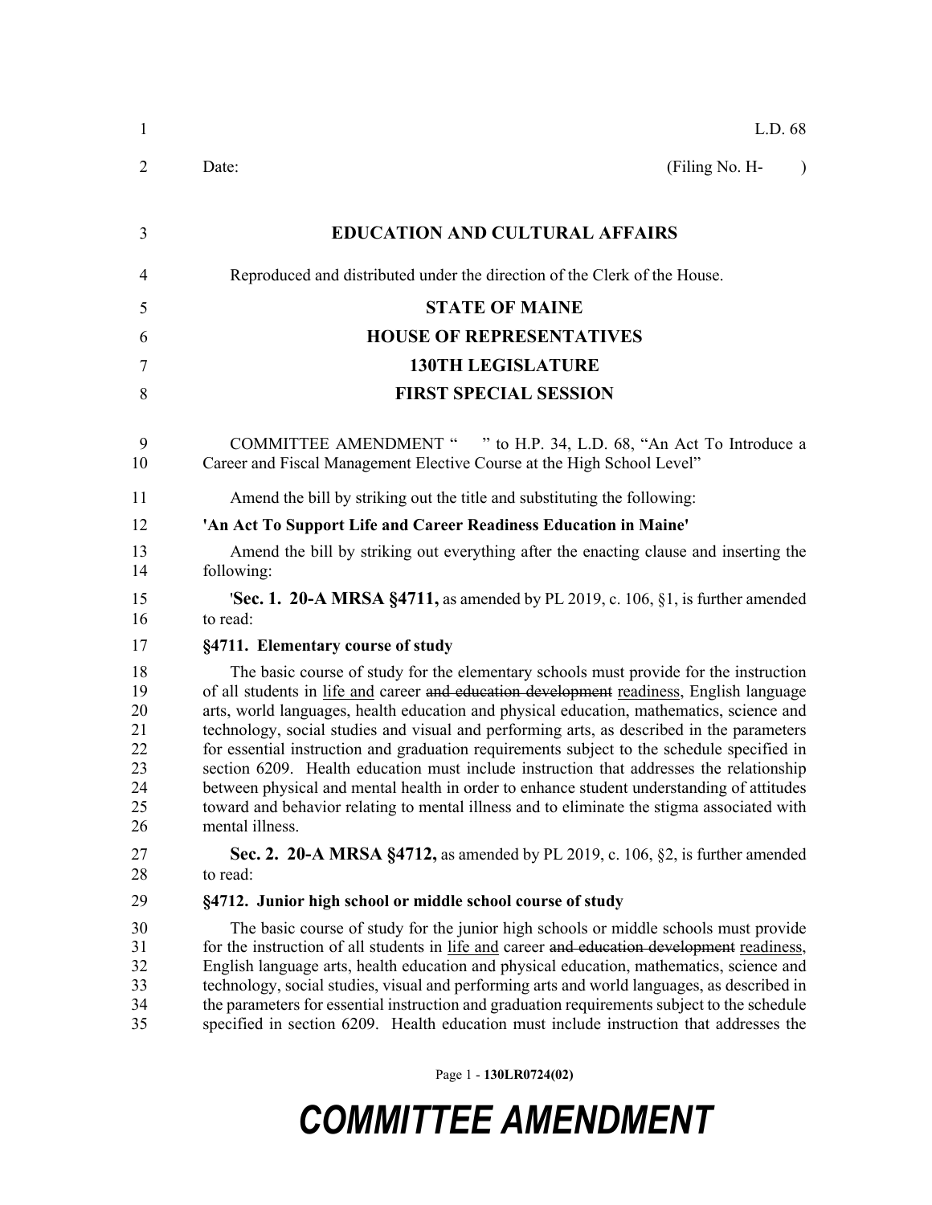L.D. 68

Date: (Filing No. H- )

## EDUCATION AND CULTURAL AFFAIRS

Reproduced and distributed under the direction of the Clerk of the House.

**STATE OF MAINE**

**HOUSE OF REPRESENTATIVES**

**130TH LEGISLATURE**

**FIRST SPECIAL SESSION**

COMMITTEE AMENDMENT " " to H.P. 34, L.D. 68, "An Act To Introduce a Career and Fiscal Management Elective Course at the High School Level"

Amend the bill by striking out the title and substituting the following:

**'An Act To Support Life and Career Readiness Education in Maine'**

Amend the bill by striking out everything after the enacting clause and inserting the following:

'**Sec. 1. 20-A MRSA §4711,** as amended by PL 2019, c. 106, §1, is further amended to read:

**§4711. Elementary course of study**

The basic course of study for the elementary schools must provide for the instruction of all students in <u>life and</u> career ~~and education development~~ <u>readiness</u>, English language arts, world languages, health education and physical education, mathematics, science and technology, social studies and visual and performing arts, as described in the parameters for essential instruction and graduation requirements subject to the schedule specified in section 6209. Health education must include instruction that addresses the relationship between physical and mental health in order to enhance student understanding of attitudes toward and behavior relating to mental illness and to eliminate the stigma associated with mental illness.

**Sec. 2. 20-A MRSA §4712,** as amended by PL 2019, c. 106, §2, is further amended to read:

**§4712. Junior high school or middle school course of study**

The basic course of study for the junior high schools or middle schools must provide for the instruction of all students in <u>life and</u> career ~~and education development~~ <u>readiness</u>, English language arts, health education and physical education, mathematics, science and technology, social studies, visual and performing arts and world languages, as described in the parameters for essential instruction and graduation requirements subject to the schedule specified in section 6209. Health education must include instruction that addresses the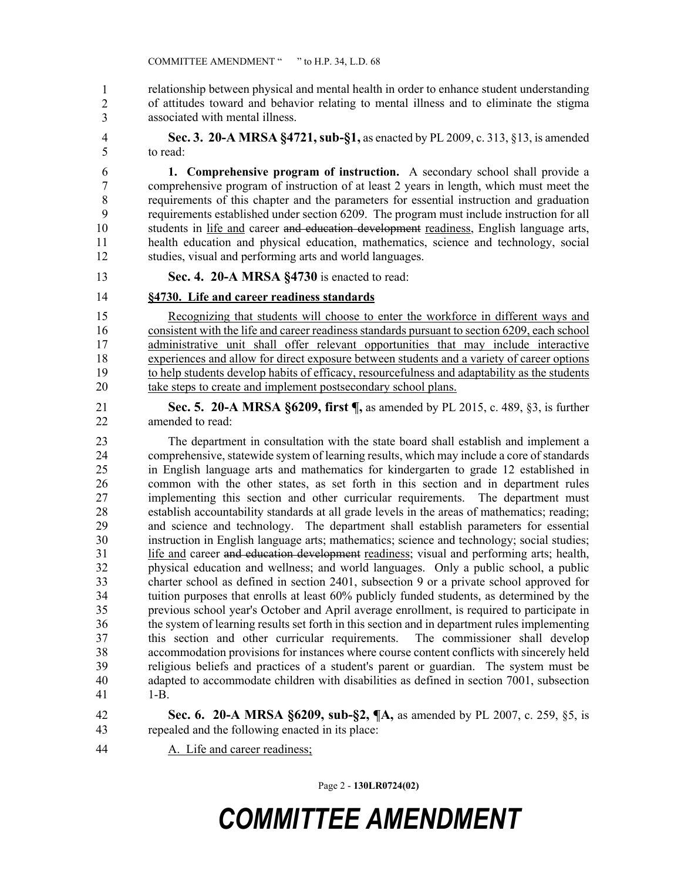relationship between physical and mental health in order to enhance student understanding of attitudes toward and behavior relating to mental illness and to eliminate the stigma associated with mental illness.

**Sec. 3. 20-A MRSA §4721, sub-§1,** as enacted by PL 2009, c. 313, §13, is amended to read:

**1. Comprehensive program of instruction.** A secondary school shall provide a comprehensive program of instruction of at least 2 years in length, which must meet the requirements of this chapter and the parameters for essential instruction and graduation requirements established under section 6209. The program must include instruction for all students in <u>life and</u> career ~~and education development~~ <u>readiness</u>, English language arts, health education and physical education, mathematics, science and technology, social studies, visual and performing arts and world languages.

**Sec. 4. 20-A MRSA §4730** is enacted to read:

**<u>§4730. Life and career readiness standards</u>**

<u>Recognizing that students will choose to enter the workforce in different ways and consistent with the life and career readiness standards pursuant to section 6209, each school administrative unit shall offer relevant opportunities that may include interactive experiences and allow for direct exposure between students and a variety of career options to help students develop habits of efficacy, resourcefulness and adaptability as the students take steps to create and implement postsecondary school plans.</u>

**Sec. 5. 20-A MRSA §6209, first ¶,** as amended by PL 2015, c. 489, §3, is further amended to read:

The department in consultation with the state board shall establish and implement a comprehensive, statewide system of learning results, which may include a core of standards in English language arts and mathematics for kindergarten to grade 12 established in common with the other states, as set forth in this section and in department rules implementing this section and other curricular requirements. The department must establish accountability standards at all grade levels in the areas of mathematics; reading; and science and technology. The department shall establish parameters for essential instruction in English language arts; mathematics; science and technology; social studies; <u>life and</u> career ~~and education development~~ <u>readiness</u>; visual and performing arts; health, physical education and wellness; and world languages. Only a public school, a public charter school as defined in section 2401, subsection 9 or a private school approved for tuition purposes that enrolls at least 60% publicly funded students, as determined by the previous school year's October and April average enrollment, is required to participate in the system of learning results set forth in this section and in department rules implementing this section and other curricular requirements. The commissioner shall develop accommodation provisions for instances where course content conflicts with sincerely held religious beliefs and practices of a student's parent or guardian. The system must be adapted to accommodate children with disabilities as defined in section 7001, subsection 1-B.

**Sec. 6. 20-A MRSA §6209, sub-§2, ¶A,** as amended by PL 2007, c. 259, §5, is repealed and the following enacted in its place:

<u>A. Life and career readiness;</u>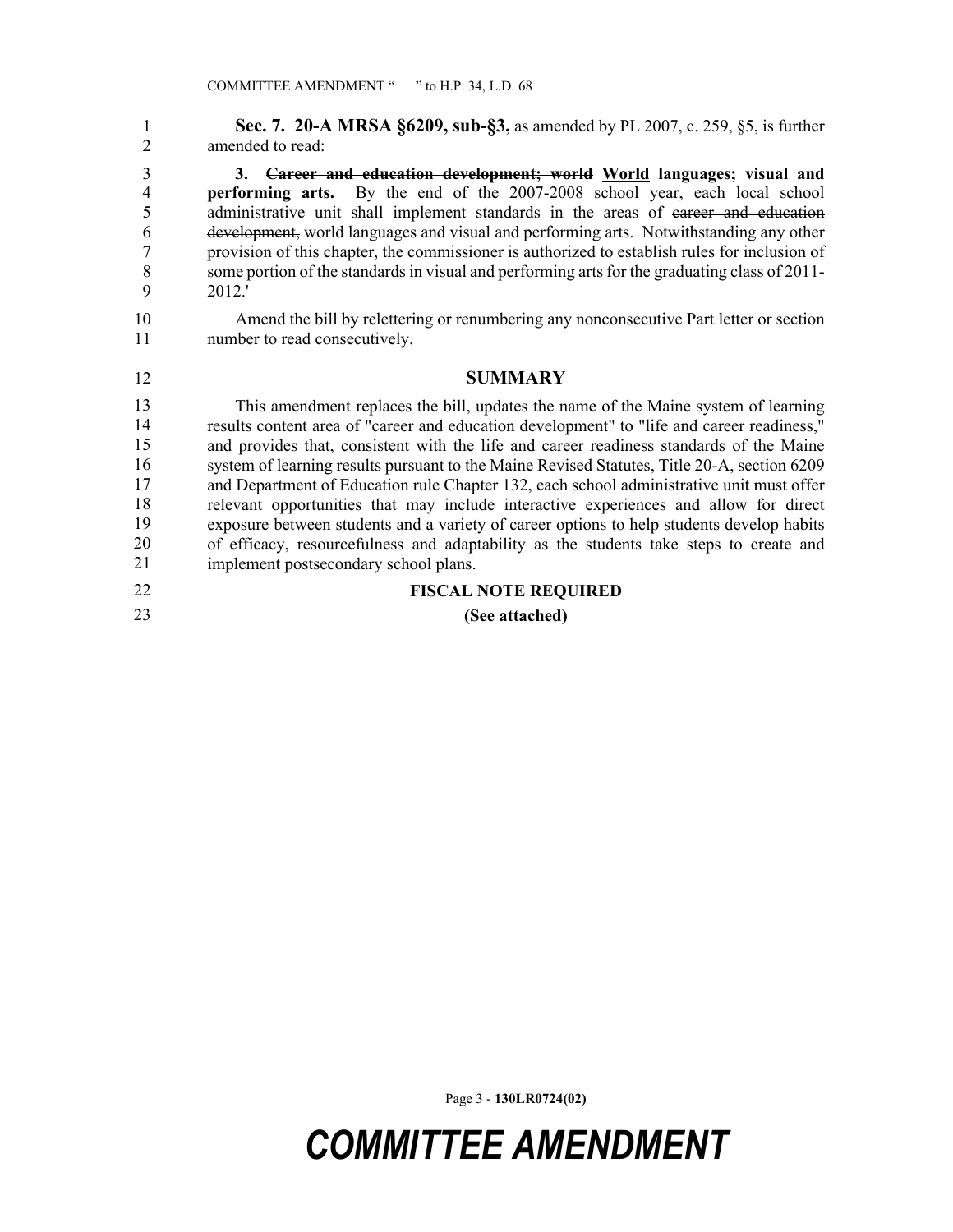**Sec. 7. 20-A MRSA §6209, sub-§3,** as amended by PL 2007, c. 259, §5, is further amended to read:

**3. ~~Career and education development; world~~ World languages; visual and performing arts.** By the end of the 2007-2008 school year, each local school administrative unit shall implement standards in the areas of ~~career and education development,~~ world languages and visual and performing arts. Notwithstanding any other provision of this chapter, the commissioner is authorized to establish rules for inclusion of some portion of the standards in visual and performing arts for the graduating class of 2011-2012.'

Amend the bill by relettering or renumbering any nonconsecutive Part letter or section number to read consecutively.

## SUMMARY

This amendment replaces the bill, updates the name of the Maine system of learning results content area of "career and education development" to "life and career readiness," and provides that, consistent with the life and career readiness standards of the Maine system of learning results pursuant to the Maine Revised Statutes, Title 20-A, section 6209 and Department of Education rule Chapter 132, each school administrative unit must offer relevant opportunities that may include interactive experiences and allow for direct exposure between students and a variety of career options to help students develop habits of efficacy, resourcefulness and adaptability as the students take steps to create and implement postsecondary school plans.

**FISCAL NOTE REQUIRED**

**(See attached)**